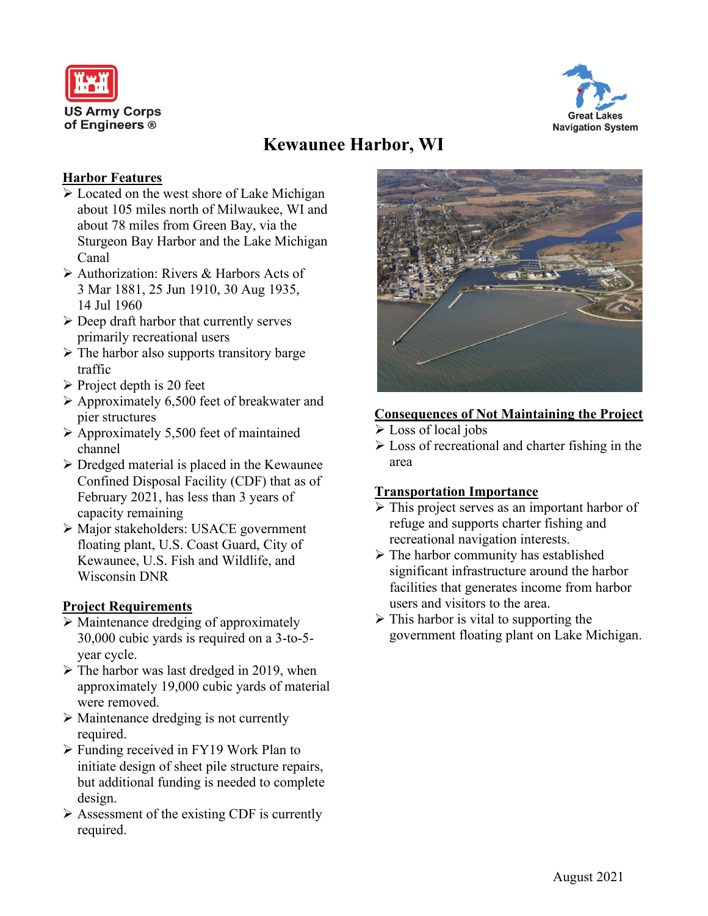US Army Corps of Engineers ®

Great Lakes Navigation System

# Kewaunee Harbor, WI

## Harbor Features

- Located on the west shore of Lake Michigan about 105 miles north of Milwaukee, WI and about 78 miles from Green Bay, via the Sturgeon Bay Harbor and the Lake Michigan Canal
- Authorization: Rivers & Harbors Acts of 3 Mar 1881, 25 Jun 1910, 30 Aug 1935, 14 Jul 1960
- Deep draft harbor that currently serves primarily recreational users
- The harbor also supports transitory barge traffic
- Project depth is 20 feet
- Approximately 6,500 feet of breakwater and pier structures
- Approximately 5,500 feet of maintained channel
- Dredged material is placed in the Kewaunee Confined Disposal Facility (CDF) that as of February 2021, has less than 3 years of capacity remaining
- Major stakeholders: USACE government floating plant, U.S. Coast Guard, City of Kewaunee, U.S. Fish and Wildlife, and Wisconsin DNR

## Project Requirements

- Maintenance dredging of approximately 30,000 cubic yards is required on a 3-to-5-year cycle.
- The harbor was last dredged in 2019, when approximately 19,000 cubic yards of material were removed.
- Maintenance dredging is not currently required.
- Funding received in FY19 Work Plan to initiate design of sheet pile structure repairs, but additional funding is needed to complete design.
- Assessment of the existing CDF is currently required.

## Consequences of Not Maintaining the Project

- Loss of local jobs
- Loss of recreational and charter fishing in the area

## Transportation Importance

- This project serves as an important harbor of refuge and supports charter fishing and recreational navigation interests.
- The harbor community has established significant infrastructure around the harbor facilities that generates income from harbor users and visitors to the area.
- This harbor is vital to supporting the government floating plant on Lake Michigan.

August 2021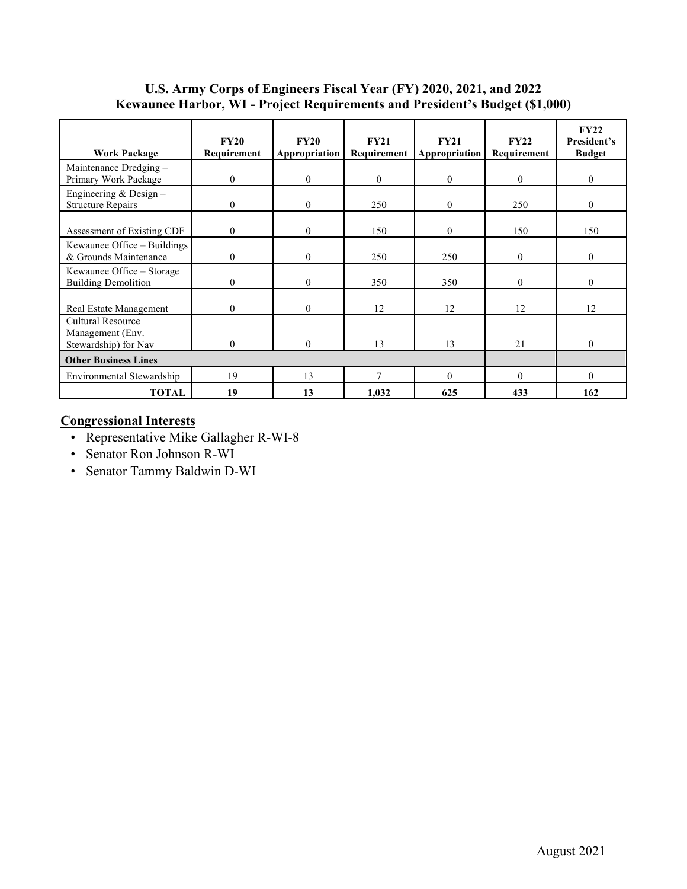**U.S. Army Corps of Engineers Fiscal Year (FY) 2020, 2021, and 2022**
**Kewaunee Harbor, WI - Project Requirements and President's Budget ($1,000)**

| Work Package | FY20 Requirement | FY20 Appropriation | FY21 Requirement | FY21 Appropriation | FY22 Requirement | FY22 President's Budget |
|---|---|---|---|---|---|---|
| Maintenance Dredging – Primary Work Package | 0 | 0 | 0 | 0 | 0 | 0 |
| Engineering & Design – Structure Repairs | 0 | 0 | 250 | 0 | 250 | 0 |
| Assessment of Existing CDF | 0 | 0 | 150 | 0 | 150 | 150 |
| Kewaunee Office – Buildings & Grounds Maintenance | 0 | 0 | 250 | 250 | 0 | 0 |
| Kewaunee Office – Storage Building Demolition | 0 | 0 | 350 | 350 | 0 | 0 |
| Real Estate Management | 0 | 0 | 12 | 12 | 12 | 12 |
| Cultural Resource Management (Env. Stewardship) for Nav | 0 | 0 | 13 | 13 | 21 | 0 |
| **Other Business Lines** | | | | | | |
| Environmental Stewardship | 19 | 13 | 7 | 0 | 0 | 0 |
| **TOTAL** | **19** | **13** | **1,032** | **625** | **433** | **162** |

## Congressional Interests

- Representative Mike Gallagher R-WI-8
- Senator Ron Johnson R-WI
- Senator Tammy Baldwin D-WI

August 2021